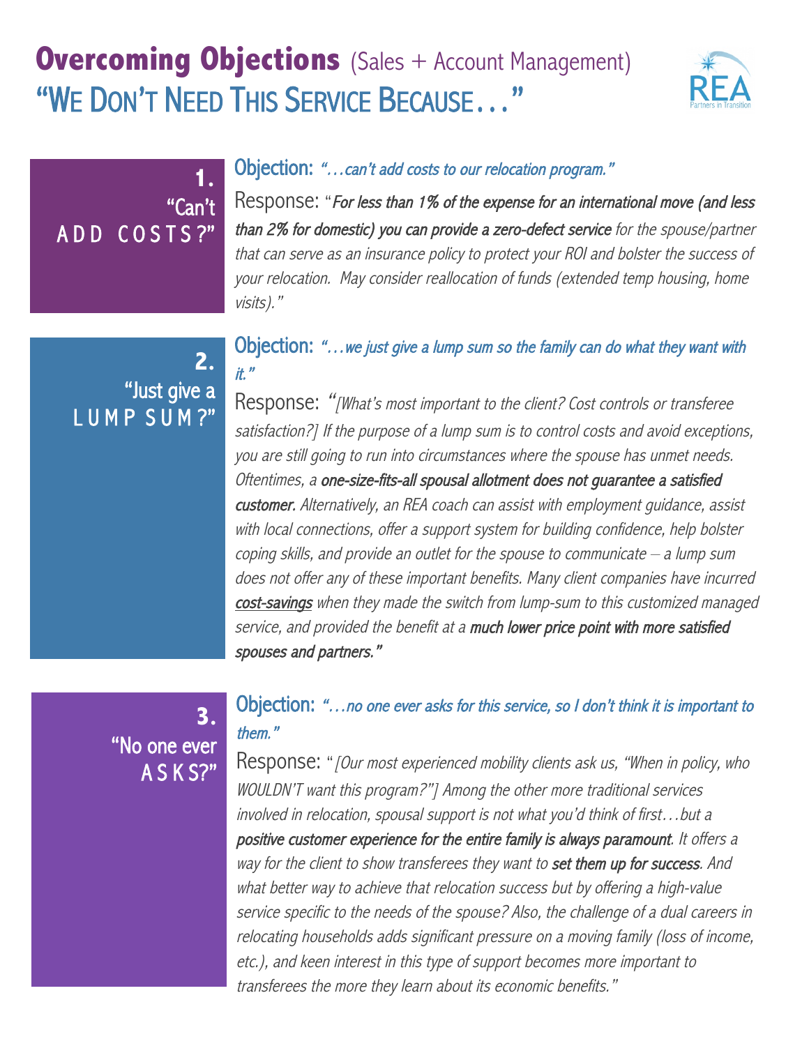# Overcoming Objections (Sales + Account Management)

## "We Don't Need This Service Because…"

### 1. "Can't ADD COSTS?"

**Objection:** *"…can't add costs to our relocation program."*

**Response:** "***For less than 1% of the expense for an international move (and less than 2% for domestic) you can provide a zero-defect service*** *for the spouse/partner that can serve as an insurance policy to protect your ROI and bolster the success of your relocation. May consider reallocation of funds (extended temp housing, home visits)."*

### 2. "Just give a LUMP SUM?"

**Objection:** *"…we just give a lump sum so the family can do what they want with it."*

**Response:** "*[What's most important to the client? Cost controls or transferee satisfaction?] If the purpose of a lump sum is to control costs and avoid exceptions, you are still going to run into circumstances where the spouse has unmet needs. Oftentimes, a* ***one-size-fits-all spousal allotment does not guarantee a satisfied customer.*** *Alternatively, an REA coach can assist with employment guidance, assist with local connections, offer a support system for building confidence, help bolster coping skills, and provide an outlet for the spouse to communicate – a lump sum does not offer any of these important benefits. Many client companies have incurred* ***cost-savings*** *when they made the switch from lump-sum to this customized managed service, and provided the benefit at a* ***much lower price point with more satisfied spouses and partners."***

### 3. "No one ever ASKS?"

**Objection:** *"…no one ever asks for this service, so I don't think it is important to them."*

**Response:** "*[Our most experienced mobility clients ask us, "When in policy, who WOULDN'T want this program?"] Among the other more traditional services involved in relocation, spousal support is not what you'd think of first…but a* ***positive customer experience for the entire family is always paramount****. It offers a way for the client to show transferees they want to* ***set them up for success****. And what better way to achieve that relocation success but by offering a high-value service specific to the needs of the spouse? Also, the challenge of a dual careers in relocating households adds significant pressure on a moving family (loss of income, etc.), and keen interest in this type of support becomes more important to transferees the more they learn about its economic benefits."*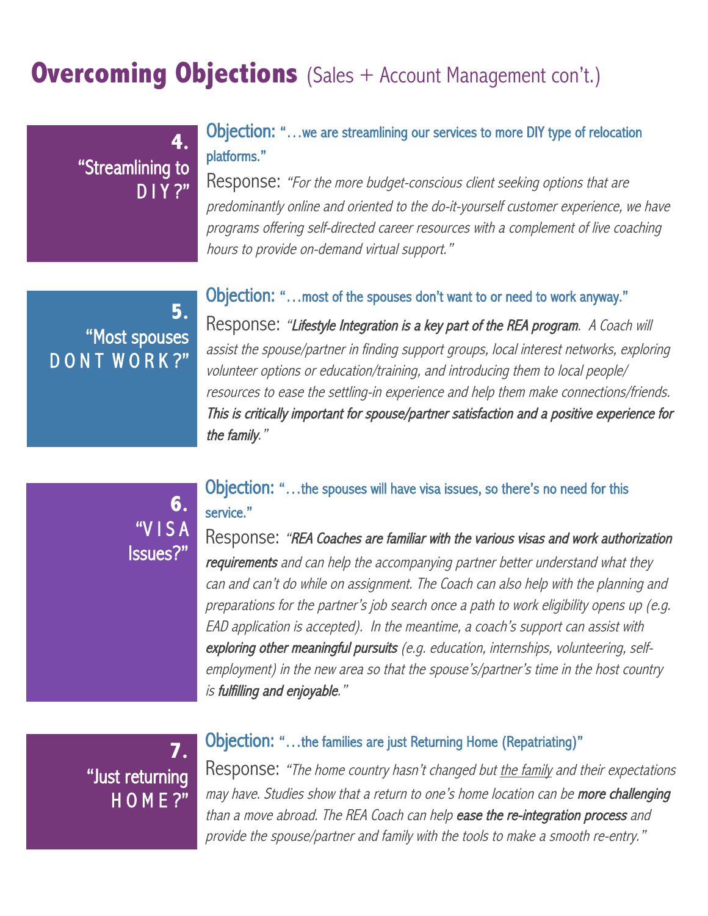# **Overcoming Objections** (Sales + Account Management con't.)

### 4. "Streamlining to DIY?"

**Objection:** "…we are streamlining our services to more DIY type of relocation platforms."

Response: *"For the more budget-conscious client seeking options that are predominantly online and oriented to the do-it-yourself customer experience, we have programs offering self-directed career resources with a complement of live coaching hours to provide on-demand virtual support."*

### 5. "Most spouses DONT WORK?"

**Objection:** "…most of the spouses don't want to or need to work anyway."

Response: *"**Lifestyle Integration is a key part of the REA program**. A Coach will assist the spouse/partner in finding support groups, local interest networks, exploring volunteer options or education/training, and introducing them to local people/resources to ease the settling-in experience and help them make connections/friends. **This is critically important for spouse/partner satisfaction and a positive experience for the family**."*

### 6. "VISA Issues?"

**Objection:** "…the spouses will have visa issues, so there's no need for this service."

Response: *"**REA Coaches are familiar with the various visas and work authorization requirements** and can help the accompanying partner better understand what they can and can't do while on assignment. The Coach can also help with the planning and preparations for the partner's job search once a path to work eligibility opens up (e.g. EAD application is accepted). In the meantime, a coach's support can assist with **exploring other meaningful pursuits** (e.g. education, internships, volunteering, self-employment) in the new area so that the spouse's/partner's time in the host country is **fulfilling and enjoyable**."*

### 7. "Just returning HOME?"

**Objection:** "…the families are just Returning Home (Repatriating)"

Response: *"The home country hasn't changed but <u>the family</u> and their expectations may have. Studies show that a return to one's home location can be **more challenging** than a move abroad. The REA Coach can help **ease the re-integration process** and provide the spouse/partner and family with the tools to make a smooth re-entry."*